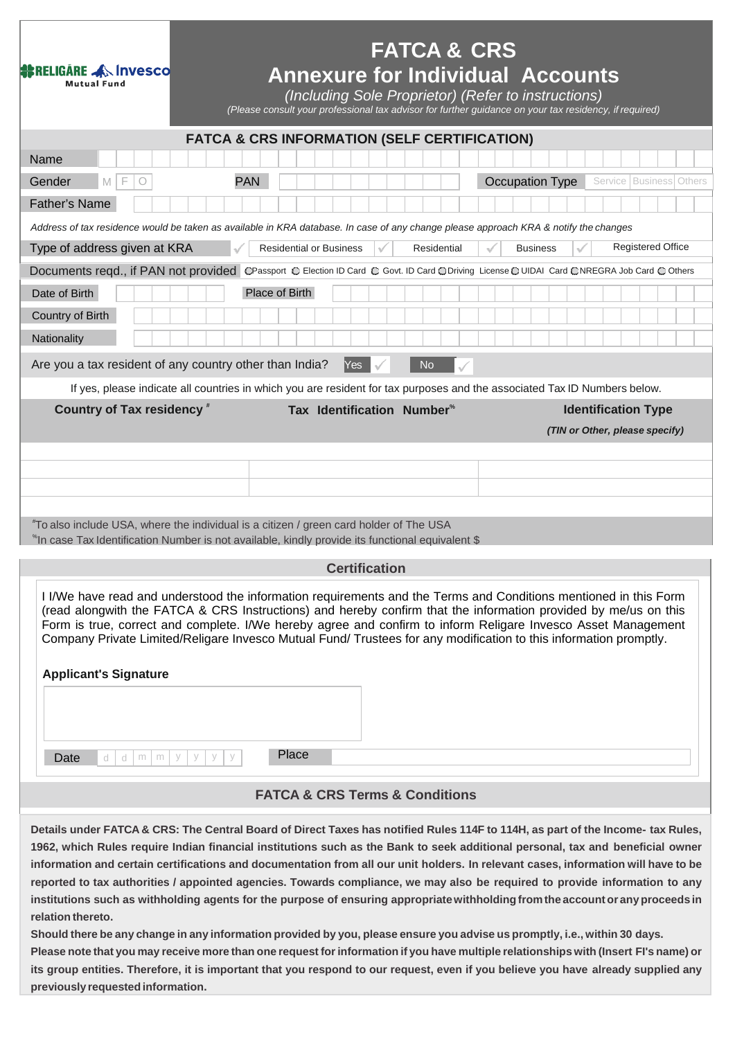RELIGARE Invesco Mutual Fund

# FATCA & CRS
# Annexure for Individual Accounts

*(Including Sole Proprietor) (Refer to instructions)*

*(Please consult your professional tax advisor for further guidance on your tax residency, if required)*

## FATCA & CRS INFORMATION (SELF CERTIFICATION)

Name

Gender M F O PAN Occupation Type Service Business Others

Father's Name

*Address of tax residence would be taken as available in KRA database. In case of any change please approach KRA & notify the changes*

Type of address given at KRA: Residential or Business / Residential / Business / Registered Office

Documents reqd., if PAN not provided: Passport / Election ID Card / Govt. ID Card / Driving License / UIDAI Card / NREGRA Job Card / Others

Date of Birth Place of Birth

Country of Birth

Nationality

Are you a tax resident of any country other than India? Yes No

If yes, please indicate all countries in which you are resident for tax purposes and the associated Tax ID Numbers below.

| Country of Tax residency # | Tax Identification Number% | Identification Type *(TIN or Other, please specify)* |
|---|---|---|
| | | |
| | | |
| | | |

#To also include USA, where the individual is a citizen / green card holder of The USA

%In case Tax Identification Number is not available, kindly provide its functional equivalent $

## Certification

I I/We have read and understood the information requirements and the Terms and Conditions mentioned in this Form (read alongwith the FATCA & CRS Instructions) and hereby confirm that the information provided by me/us on this Form is true, correct and complete. I/We hereby agree and confirm to inform Religare Invesco Asset Management Company Private Limited/Religare Invesco Mutual Fund/ Trustees for any modification to this information promptly.

**Applicant's Signature**

Date d d m m y y y y Place

## FATCA & CRS Terms & Conditions

**Details under FATCA & CRS: The Central Board of Direct Taxes has notified Rules 114F to 114H, as part of the Income- tax Rules, 1962, which Rules require Indian financial institutions such as the Bank to seek additional personal, tax and beneficial owner information and certain certifications and documentation from all our unit holders. In relevant cases, information will have to be reported to tax authorities / appointed agencies. Towards compliance, we may also be required to provide information to any institutions such as withholding agents for the purpose of ensuring appropriate withholding from the account or any proceeds in relation thereto.**

**Should there be any change in any information provided by you, please ensure you advise us promptly, i.e., within 30 days.**

**Please note that you may receive more than one request for information if you have multiple relationships with (Insert FI's name) or its group entities. Therefore, it is important that you respond to our request, even if you believe you have already supplied any previously requested information.**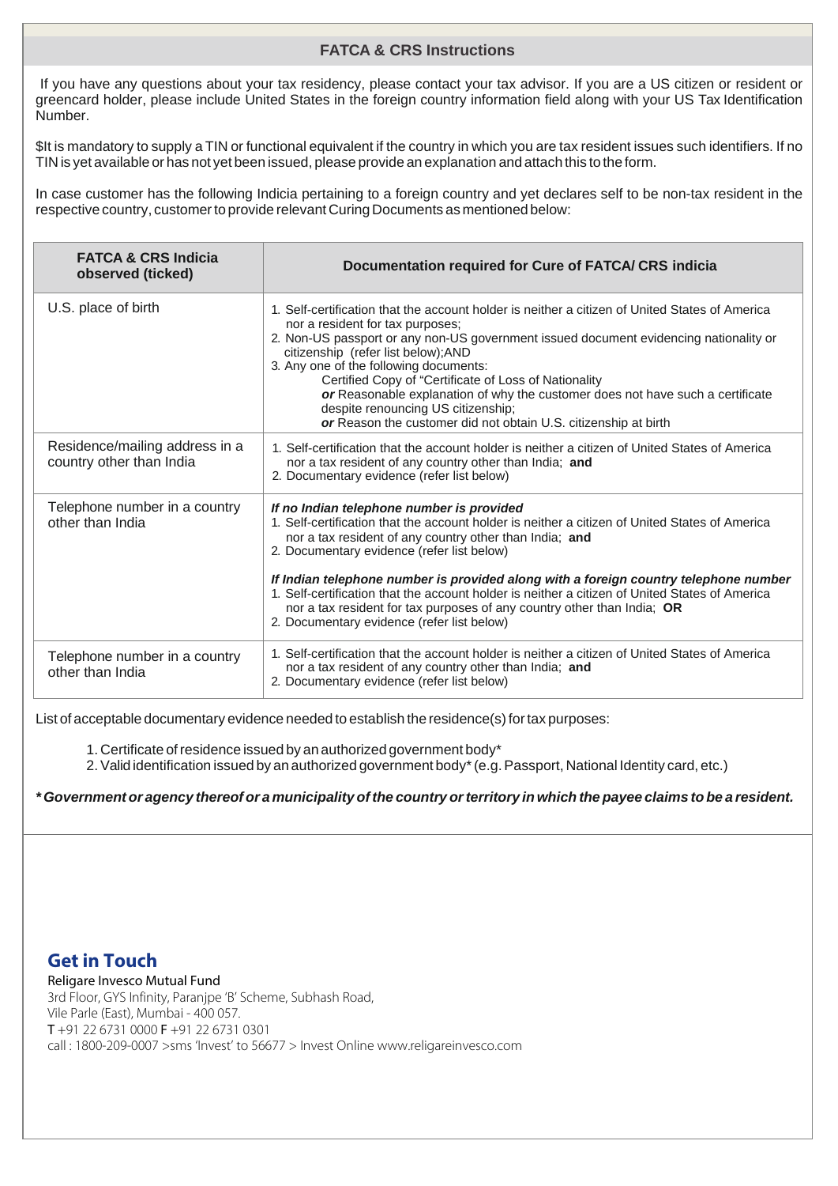## FATCA & CRS Instructions

If you have any questions about your tax residency, please contact your tax advisor. If you are a US citizen or resident or greencard holder, please include United States in the foreign country information field along with your US Tax Identification Number.

$It is mandatory to supply a TIN or functional equivalent if the country in which you are tax resident issues such identifiers. If no TIN is yet available or has not yet been issued, please provide an explanation and attach this to the form.

In case customer has the following Indicia pertaining to a foreign country and yet declares self to be non-tax resident in the respective country, customer to provide relevant Curing Documents as mentioned below:

| FATCA & CRS Indicia observed (ticked) | Documentation required for Cure of FATCA/ CRS indicia |
|---|---|
| U.S. place of birth | 1. Self-certification that the account holder is neither a citizen of United States of America nor a resident for tax purposes;<br>2. Non-US passport or any non-US government issued document evidencing nationality or citizenship (refer list below);AND<br>3. Any one of the following documents:<br>Certified Copy of "Certificate of Loss of Nationality<br>***or*** Reasonable explanation of why the customer does not have such a certificate despite renouncing US citizenship;<br>***or*** Reason the customer did not obtain U.S. citizenship at birth |
| Residence/mailing address in a country other than India | 1. Self-certification that the account holder is neither a citizen of United States of America nor a tax resident of any country other than India; **and**<br>2. Documentary evidence (refer list below) |
| Telephone number in a country other than India | ***If no Indian telephone number is provided***<br>1. Self-certification that the account holder is neither a citizen of United States of America nor a tax resident of any country other than India; **and**<br>2. Documentary evidence (refer list below)<br><br>***If Indian telephone number is provided along with a foreign country telephone number***<br>1. Self-certification that the account holder is neither a citizen of United States of America nor a tax resident for tax purposes of any country other than India; **OR**<br>2. Documentary evidence (refer list below) |
| Telephone number in a country other than India | 1. Self-certification that the account holder is neither a citizen of United States of America nor a tax resident of any country other than India; **and**<br>2. Documentary evidence (refer list below) |

List of acceptable documentary evidence needed to establish the residence(s) for tax purposes:

1. Certificate of residence issued by an authorized government body*
2. Valid identification issued by an authorized government body* (e.g. Passport, National Identity card, etc.)

***Government or agency thereof or a municipality of the country or territory in which the payee claims to be a resident.***

## Get in Touch

Religare Invesco Mutual Fund
3rd Floor, GYS Infinity, Paranjpe 'B' Scheme, Subhash Road,
Vile Parle (East), Mumbai - 400 057.
**T** +91 22 6731 0000 **F** +91 22 6731 0301
call : 1800-209-0007 >sms 'Invest' to 56677 > Invest Online www.religareinvesco.com